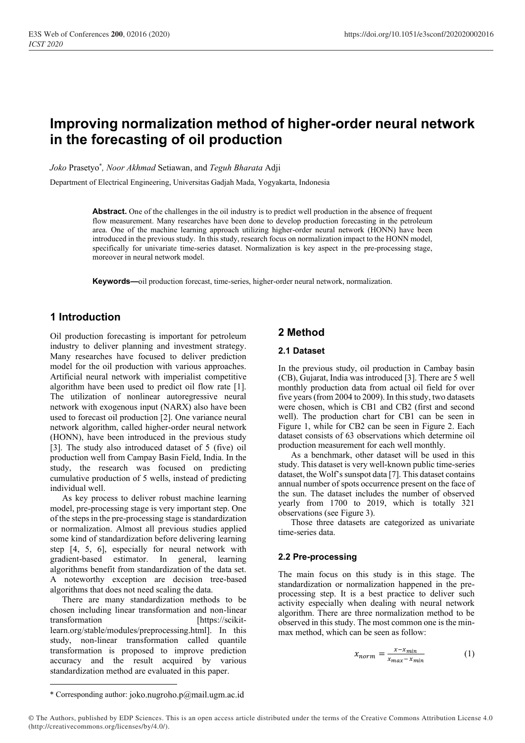# Improving normalization method of higher-order neural network in the forecasting of oil production

*Joko* Prasetyo[*], *Noor Akhmad* Setiawan, and *Teguh Bharata* Adji

Department of Electrical Engineering, Universitas Gadjah Mada, Yogyakarta, Indonesia

**Abstract.** One of the challenges in the oil industry is to predict well production in the absence of frequent flow measurement. Many researches have been done to develop production forecasting in the petroleum area. One of the machine learning approach utilizing higher-order neural network (HONN) have been introduced in the previous study. In this study, research focus on normalization impact to the HONN model, specifically for univariate time-series dataset. Normalization is key aspect in the pre-processing stage, moreover in neural network model.

**Keywords—**oil production forecast, time-series, higher-order neural network, normalization.

## 1 Introduction

Oil production forecasting is important for petroleum industry to deliver planning and investment strategy. Many researches have focused to deliver prediction model for the oil production with various approaches. Artificial neural network with imperialist competitive algorithm have been used to predict oil flow rate [1]. The utilization of nonlinear autoregressive neural network with exogenous input (NARX) also have been used to forecast oil production [2]. One variance neural network algorithm, called higher-order neural network (HONN), have been introduced in the previous study [3]. The study also introduced dataset of 5 (five) oil production well from Campay Basin Field, India. In the study, the research was focused on predicting cumulative production of 5 wells, instead of predicting individual well.

As key process to deliver robust machine learning model, pre-processing stage is very important step. One of the steps in the pre-processing stage is standardization or normalization. Almost all previous studies applied some kind of standardization before delivering learning step [4, 5, 6], especially for neural network with gradient-based estimator. In general, learning algorithms benefit from standardization of the data set. A noteworthy exception are decision tree-based algorithms that does not need scaling the data.

There are many standardization methods to be chosen including linear transformation and non-linear transformation [https://scikit-learn.org/stable/modules/preprocessing.html]. In this study, non-linear transformation called quantile transformation is proposed to improve prediction accuracy and the result acquired by various standardization method are evaluated in this paper.

## 2 Method

### 2.1 Dataset

In the previous study, oil production in Cambay basin (CB), Gujarat, India was introduced [3]. There are 5 well monthly production data from actual oil field for over five years (from 2004 to 2009). In this study, two datasets were chosen, which is CB1 and CB2 (first and second well). The production chart for CB1 can be seen in Figure 1, while for CB2 can be seen in Figure 2. Each dataset consists of 63 observations which determine oil production measurement for each well monthly.

As a benchmark, other dataset will be used in this study. This dataset is very well-known public time-series dataset, the Wolf's sunspot data [7]. This dataset contains annual number of spots occurrence present on the face of the sun. The dataset includes the number of observed yearly from 1700 to 2019, which is totally 321 observations (see Figure 3).

Those three datasets are categorized as univariate time-series data.

### 2.2 Pre-processing

The main focus on this study is in this stage. The standardization or normalization happened in the pre-processing step. It is a best practice to deliver such activity especially when dealing with neural network algorithm. There are three normalization method to be observed in this study. The most common one is the min-max method, which can be seen as follow:

$$x_{norm} = \frac{x - x_{min}}{x_{max} - x_{min}} \quad (1)$$

---

[*] Corresponding author: joko.nugroho.p@mail.ugm.ac.id

© The Authors, published by EDP Sciences. This is an open access article distributed under the terms of the Creative Commons Attribution License 4.0 (http://creativecommons.org/licenses/by/4.0/).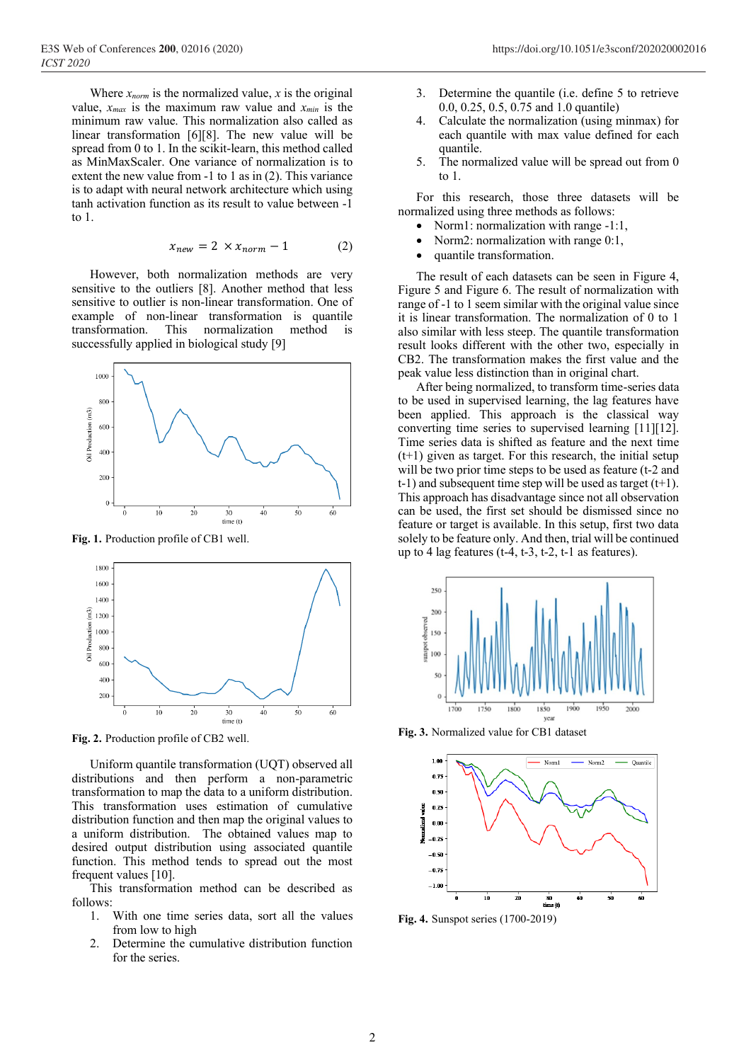Where $x_{norm}$ is the normalized value, $x$ is the original value, $x_{max}$ is the maximum raw value and $x_{min}$ is the minimum raw value. This normalization also called as linear transformation [6][8]. The new value will be spread from 0 to 1. In the scikit-learn, this method called as MinMaxScaler. One variance of normalization is to extent the new value from -1 to 1 as in (2). This variance is to adapt with neural network architecture which using tanh activation function as its result to value between -1 to 1.

$$x_{new} = 2 \times x_{norm} - 1 \qquad (2)$$

However, both normalization methods are very sensitive to the outliers [8]. Another method that less sensitive to outlier is non-linear transformation. One of example of non-linear transformation is quantile transformation. This normalization method is successfully applied in biological study [9]

**Fig. 1.** Production profile of CB1 well.

**Fig. 2.** Production profile of CB2 well.

Uniform quantile transformation (UQT) observed all distributions and then perform a non-parametric transformation to map the data to a uniform distribution. This transformation uses estimation of cumulative distribution function and then map the original values to a uniform distribution. The obtained values map to desired output distribution using associated quantile function. This method tends to spread out the most frequent values [10].

This transformation method can be described as follows:

1. With one time series data, sort all the values from low to high
2. Determine the cumulative distribution function for the series.
3. Determine the quantile (i.e. define 5 to retrieve 0.0, 0.25, 0.5, 0.75 and 1.0 quantile)
4. Calculate the normalization (using minmax) for each quantile with max value defined for each quantile.
5. The normalized value will be spread out from 0 to 1.

For this research, those three datasets will be normalized using three methods as follows:

- Norm1: normalization with range -1:1,
- Norm2: normalization with range 0:1,
- quantile transformation.

The result of each datasets can be seen in Figure 4, Figure 5 and Figure 6. The result of normalization with range of -1 to 1 seem similar with the original value since it is linear transformation. The normalization of 0 to 1 also similar with less steep. The quantile transformation result looks different with the other two, especially in CB2. The transformation makes the first value and the peak value less distinction than in original chart.

After being normalized, to transform time-series data to be used in supervised learning, the lag features have been applied. This approach is the classical way converting time series to supervised learning [11][12]. Time series data is shifted as feature and the next time (t+1) given as target. For this research, the initial setup will be two prior time steps to be used as feature (t-2 and t-1) and subsequent time step will be used as target (t+1). This approach has disadvantage since not all observation can be used, the first set should be dismissed since no feature or target is available. In this setup, first two data solely to be feature only. And then, trial will be continued up to 4 lag features (t-4, t-3, t-2, t-1 as features).

**Fig. 3.** Normalized value for CB1 dataset

**Fig. 4.** Sunspot series (1700-2019)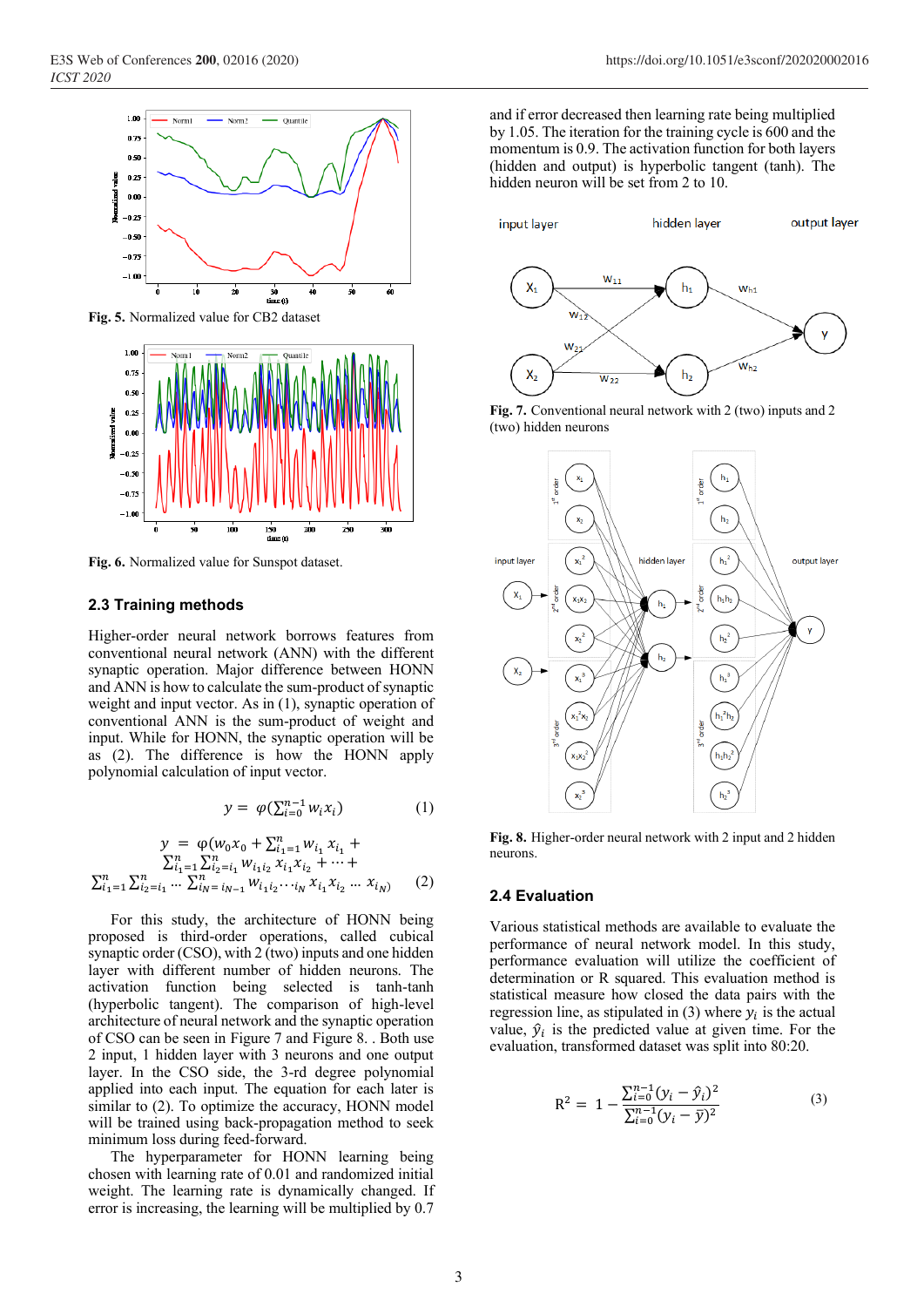Fig. 5. Normalized value for CB2 dataset

Fig. 6. Normalized value for Sunspot dataset.

### 2.3 Training methods

Higher-order neural network borrows features from conventional neural network (ANN) with the different synaptic operation. Major difference between HONN and ANN is how to calculate the sum-product of synaptic weight and input vector. As in (1), synaptic operation of conventional ANN is the sum-product of weight and input. While for HONN, the synaptic operation will be as (2). The difference is how the HONN apply polynomial calculation of input vector.

$$y = \varphi(\textstyle\sum_{i=0}^{n-1} w_i x_i) \quad (1)$$

$$y = \varphi(w_0 x_0 + \textstyle\sum_{i_1=1}^{n} w_{i_1} x_{i_1} + \sum_{i_1=1}^{n}\sum_{i_2=i_1}^{n} w_{i_1 i_2} x_{i_1} x_{i_2} + \cdots + \sum_{i_1=1}^{n}\sum_{i_2=i_1}^{n} \cdots \sum_{i_N=i_{N-1}}^{n} w_{i_1 i_2 \cdots i_N} x_{i_1} x_{i_2} \ldots x_{i_N}) \quad (2)$$

For this study, the architecture of HONN being proposed is third-order operations, called cubical synaptic order (CSO), with 2 (two) inputs and one hidden layer with different number of hidden neurons. The activation function being selected is tanh-tanh (hyperbolic tangent). The comparison of high-level architecture of neural network and the synaptic operation of CSO can be seen in Figure 7 and Figure 8. . Both use 2 input, 1 hidden layer with 3 neurons and one output layer. In the CSO side, the 3-rd degree polynomial applied into each input. The equation for each later is similar to (2). To optimize the accuracy, HONN model will be trained using back-propagation method to seek minimum loss during feed-forward.

The hyperparameter for HONN learning being chosen with learning rate of 0.01 and randomized initial weight. The learning rate is dynamically changed. If error is increasing, the learning will be multiplied by 0.7 and if error decreased then learning rate being multiplied by 1.05. The iteration for the training cycle is 600 and the momentum is 0.9. The activation function for both layers (hidden and output) is hyperbolic tangent (tanh). The hidden neuron will be set from 2 to 10.

Fig. 7. Conventional neural network with 2 (two) inputs and 2 (two) hidden neurons

Fig. 8. Higher-order neural network with 2 input and 2 hidden neurons.

### 2.4 Evaluation

Various statistical methods are available to evaluate the performance of neural network model. In this study, performance evaluation will utilize the coefficient of determination or R squared. This evaluation method is statistical measure how closed the data pairs with the regression line, as stipulated in (3) where $y_i$ is the actual value, $\hat{y}_i$ is the predicted value at given time. For the evaluation, transformed dataset was split into 80:20.

$$R^2 = 1 - \frac{\sum_{i=0}^{n-1}(y_i - \hat{y}_i)^2}{\sum_{i=0}^{n-1}(y_i - \bar{y})^2} \quad (3)$$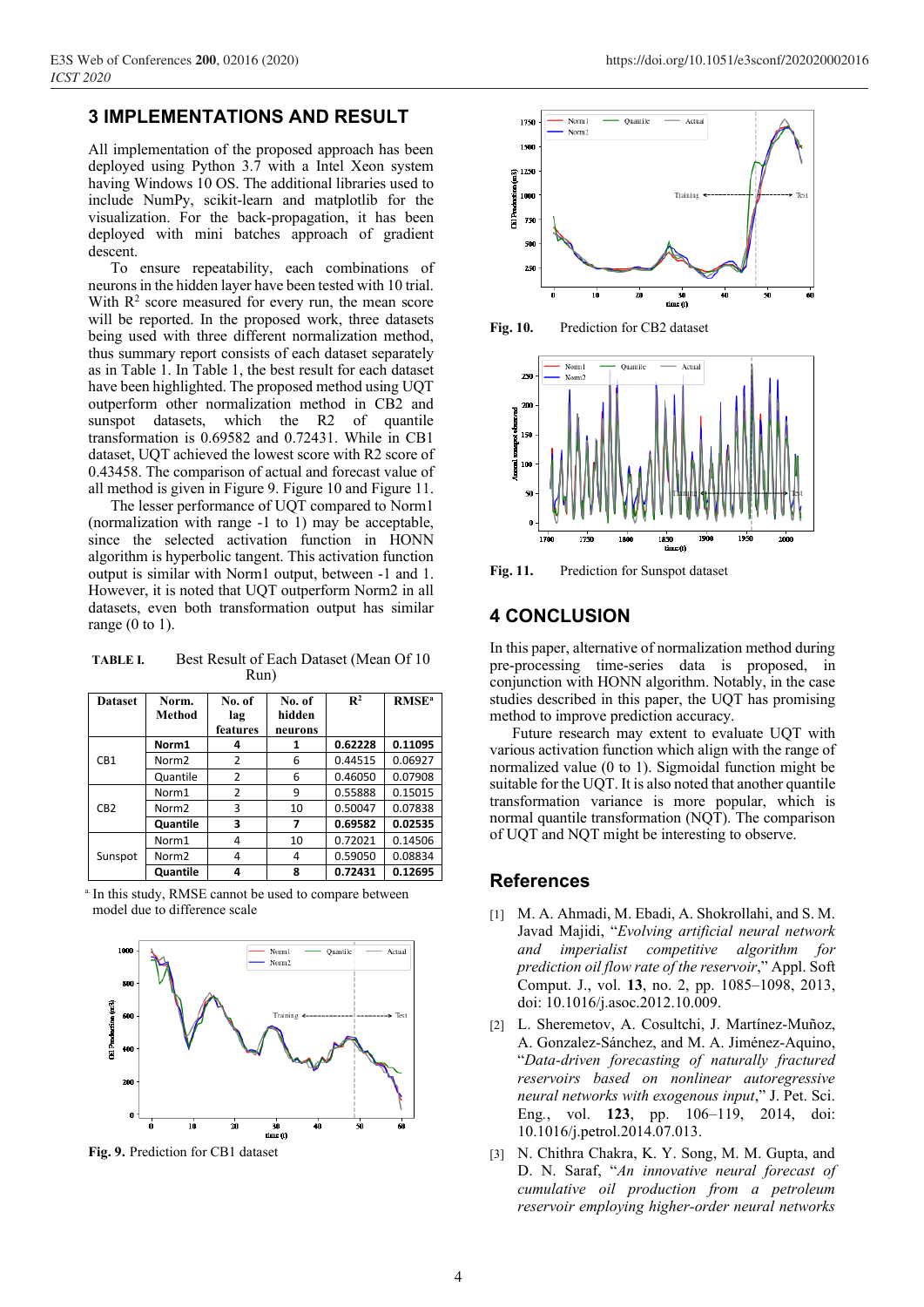## 3 IMPLEMENTATIONS AND RESULT

All implementation of the proposed approach has been deployed using Python 3.7 with a Intel Xeon system having Windows 10 OS. The additional libraries used to include NumPy, scikit-learn and matplotlib for the visualization. For the back-propagation, it has been deployed with mini batches approach of gradient descent.

To ensure repeatability, each combinations of neurons in the hidden layer have been tested with 10 trial. With $R^2$ score measured for every run, the mean score will be reported. In the proposed work, three datasets being used with three different normalization method, thus summary report consists of each dataset separately as in Table 1. In Table 1, the best result for each dataset have been highlighted. The proposed method using UQT outperform other normalization method in CB2 and sunspot datasets, which the R2 of quantile transformation is 0.69582 and 0.72431. While in CB1 dataset, UQT achieved the lowest score with R2 score of 0.43458. The comparison of actual and forecast value of all method is given in Figure 9. Figure 10 and Figure 11.

The lesser performance of UQT compared to Norm1 (normalization with range -1 to 1) may be acceptable, since the selected activation function in HONN algorithm is hyperbolic tangent. This activation function output is similar with Norm1 output, between -1 and 1. However, it is noted that UQT outperform Norm2 in all datasets, even both transformation output has similar range (0 to 1).

**TABLE I.** Best Result of Each Dataset (Mean Of 10 Run)

| Dataset | Norm. Method | No. of lag features | No. of hidden neurons | $R^2$ | RMSE[a] |
|---|---|---|---|---|---|
| CB1 | **Norm1** | **4** | **1** | **0.62228** | **0.11095** |
| | Norm2 | 2 | 6 | 0.44515 | 0.06927 |
| | Quantile | 2 | 6 | 0.46050 | 0.07908 |
| CB2 | Norm1 | 2 | 9 | 0.55888 | 0.15015 |
| | Norm2 | 3 | 10 | 0.50047 | 0.07838 |
| | **Quantile** | **3** | **7** | **0.69582** | **0.02535** |
| Sunspot | Norm1 | 4 | 10 | 0.72021 | 0.14506 |
| | Norm2 | 4 | 4 | 0.59050 | 0.08834 |
| | **Quantile** | **4** | **8** | **0.72431** | **0.12695** |

[a] In this study, RMSE cannot be used to compare between model due to difference scale

**Fig. 9.** Prediction for CB1 dataset

**Fig. 10.** Prediction for CB2 dataset

**Fig. 11.** Prediction for Sunspot dataset

## 4 CONCLUSION

In this paper, alternative of normalization method during pre-processing time-series data is proposed, in conjunction with HONN algorithm. Notably, in the case studies described in this paper, the UQT has promising method to improve prediction accuracy.

Future research may extent to evaluate UQT with various activation function which align with the range of normalized value (0 to 1). Sigmoidal function might be suitable for the UQT. It is also noted that another quantile transformation variance is more popular, which is normal quantile transformation (NQT). The comparison of UQT and NQT might be interesting to observe.

## References

[1] M. A. Ahmadi, M. Ebadi, A. Shokrollahi, and S. M. Javad Majidi, "*Evolving artificial neural network and imperialist competitive algorithm for prediction oil flow rate of the reservoir*," Appl. Soft Comput. J., vol. **13**, no. 2, pp. 1085–1098, 2013, doi: 10.1016/j.asoc.2012.10.009.

[2] L. Sheremetov, A. Cosultchi, J. Martínez-Muñoz, A. Gonzalez-Sánchez, and M. A. Jiménez-Aquino, "*Data-driven forecasting of naturally fractured reservoirs based on nonlinear autoregressive neural networks with exogenous input*," J. Pet. Sci. Eng., vol. **123**, pp. 106–119, 2014, doi: 10.1016/j.petrol.2014.07.013.

[3] N. Chithra Chakra, K. Y. Song, M. M. Gupta, and D. N. Saraf, "*An innovative neural forecast of cumulative oil production from a petroleum reservoir employing higher-order neural networks*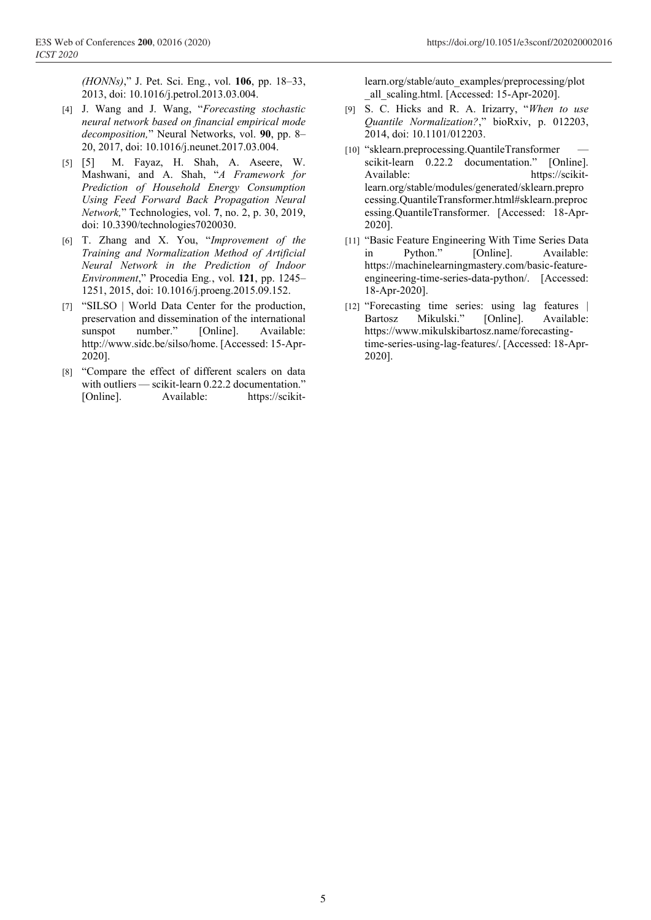*(HONNs)*," J. Pet. Sci. Eng., vol. **106**, pp. 18–33, 2013, doi: 10.1016/j.petrol.2013.03.004.

[4] J. Wang and J. Wang, "*Forecasting stochastic neural network based on financial empirical mode decomposition,*" Neural Networks, vol. **90**, pp. 8–20, 2017, doi: 10.1016/j.neunet.2017.03.004.

[5] [5] M. Fayaz, H. Shah, A. Aseere, W. Mashwani, and A. Shah, "*A Framework for Prediction of Household Energy Consumption Using Feed Forward Back Propagation Neural Network,*" Technologies, vol. **7**, no. 2, p. 30, 2019, doi: 10.3390/technologies7020030.

[6] T. Zhang and X. You, "*Improvement of the Training and Normalization Method of Artificial Neural Network in the Prediction of Indoor Environment*," Procedia Eng., vol. **121**, pp. 1245–1251, 2015, doi: 10.1016/j.proeng.2015.09.152.

[7] "SILSO | World Data Center for the production, preservation and dissemination of the international sunspot number." [Online]. Available: http://www.sidc.be/silso/home. [Accessed: 15-Apr-2020].

[8] "Compare the effect of different scalers on data with outliers — scikit-learn 0.22.2 documentation." [Online]. Available: https://scikit-learn.org/stable/auto_examples/preprocessing/plot_all_scaling.html. [Accessed: 15-Apr-2020].

[9] S. C. Hicks and R. A. Irizarry, "*When to use Quantile Normalization?*," bioRxiv, p. 012203, 2014, doi: 10.1101/012203.

[10] "sklearn.preprocessing.QuantileTransformer — scikit-learn 0.22.2 documentation." [Online]. Available: https://scikit-learn.org/stable/modules/generated/sklearn.preprocessing.QuantileTransformer.html#sklearn.preprocessing.QuantileTransformer. [Accessed: 18-Apr-2020].

[11] "Basic Feature Engineering With Time Series Data in Python." [Online]. Available: https://machinelearningmastery.com/basic-feature-engineering-time-series-data-python/. [Accessed: 18-Apr-2020].

[12] "Forecasting time series: using lag features | Bartosz Mikulski." [Online]. Available: https://www.mikulskibartosz.name/forecasting-time-series-using-lag-features/. [Accessed: 18-Apr-2020].